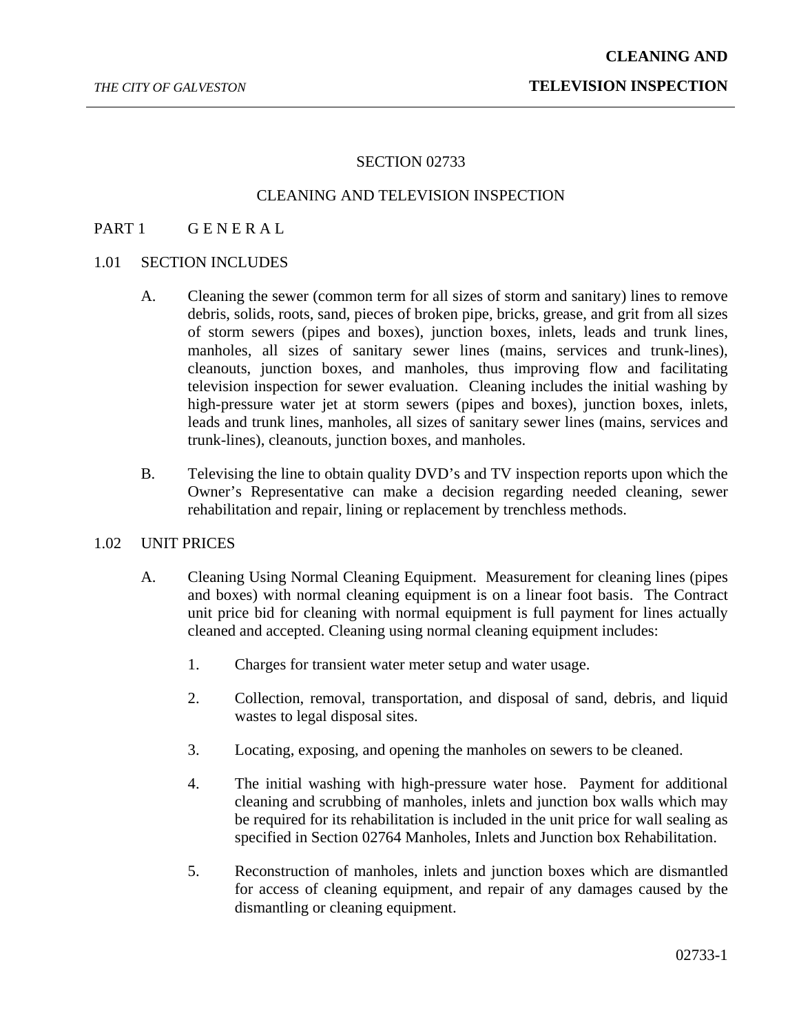# SECTION 02733

# CLEANING AND TELEVISION INSPECTION

## PART 1 G E N E R A L

### 1.01 SECTION INCLUDES

A. Cleaning the sewer (common term for all sizes of storm and sanitary) lines to remove debris, solids, roots, sand, pieces of broken pipe, bricks, grease, and grit from all sizes of storm sewers (pipes and boxes), junction boxes, inlets, leads and trunk lines, manholes, all sizes of sanitary sewer lines (mains, services and trunk-lines), cleanouts, junction boxes, and manholes, thus improving flow and facilitating television inspection for sewer evaluation. Cleaning includes the initial washing by high-pressure water jet at storm sewers (pipes and boxes), junction boxes, inlets, leads and trunk lines, manholes, all sizes of sanitary sewer lines (mains, services and trunk-lines), cleanouts, junction boxes, and manholes.

B. Televising the line to obtain quality DVD's and TV inspection reports upon which the Owner's Representative can make a decision regarding needed cleaning, sewer rehabilitation and repair, lining or replacement by trenchless methods.

### 1.02 UNIT PRICES

A. Cleaning Using Normal Cleaning Equipment. Measurement for cleaning lines (pipes and boxes) with normal cleaning equipment is on a linear foot basis. The Contract unit price bid for cleaning with normal equipment is full payment for lines actually cleaned and accepted. Cleaning using normal cleaning equipment includes:

1. Charges for transient water meter setup and water usage.

2. Collection, removal, transportation, and disposal of sand, debris, and liquid wastes to legal disposal sites.

3. Locating, exposing, and opening the manholes on sewers to be cleaned.

4. The initial washing with high-pressure water hose. Payment for additional cleaning and scrubbing of manholes, inlets and junction box walls which may be required for its rehabilitation is included in the unit price for wall sealing as specified in Section 02764 Manholes, Inlets and Junction box Rehabilitation.

5. Reconstruction of manholes, inlets and junction boxes which are dismantled for access of cleaning equipment, and repair of any damages caused by the dismantling or cleaning equipment.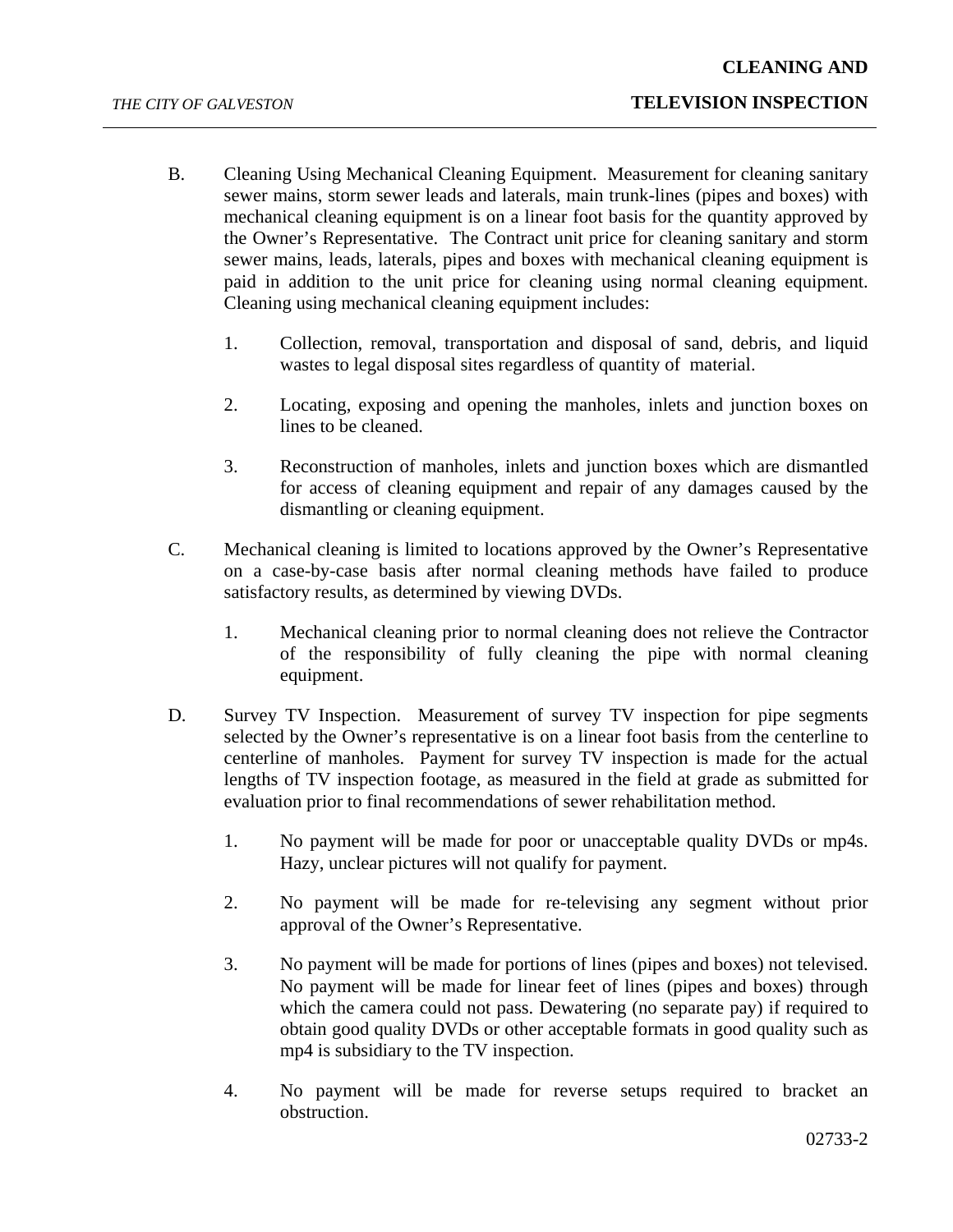B. Cleaning Using Mechanical Cleaning Equipment. Measurement for cleaning sanitary sewer mains, storm sewer leads and laterals, main trunk-lines (pipes and boxes) with mechanical cleaning equipment is on a linear foot basis for the quantity approved by the Owner's Representative. The Contract unit price for cleaning sanitary and storm sewer mains, leads, laterals, pipes and boxes with mechanical cleaning equipment is paid in addition to the unit price for cleaning using normal cleaning equipment. Cleaning using mechanical cleaning equipment includes:

   1. Collection, removal, transportation and disposal of sand, debris, and liquid wastes to legal disposal sites regardless of quantity of material.

   2. Locating, exposing and opening the manholes, inlets and junction boxes on lines to be cleaned.

   3. Reconstruction of manholes, inlets and junction boxes which are dismantled for access of cleaning equipment and repair of any damages caused by the dismantling or cleaning equipment.

C. Mechanical cleaning is limited to locations approved by the Owner's Representative on a case-by-case basis after normal cleaning methods have failed to produce satisfactory results, as determined by viewing DVDs.

   1. Mechanical cleaning prior to normal cleaning does not relieve the Contractor of the responsibility of fully cleaning the pipe with normal cleaning equipment.

D. Survey TV Inspection. Measurement of survey TV inspection for pipe segments selected by the Owner's representative is on a linear foot basis from the centerline to centerline of manholes. Payment for survey TV inspection is made for the actual lengths of TV inspection footage, as measured in the field at grade as submitted for evaluation prior to final recommendations of sewer rehabilitation method.

   1. No payment will be made for poor or unacceptable quality DVDs or mp4s. Hazy, unclear pictures will not qualify for payment.

   2. No payment will be made for re-televising any segment without prior approval of the Owner's Representative.

   3. No payment will be made for portions of lines (pipes and boxes) not televised. No payment will be made for linear feet of lines (pipes and boxes) through which the camera could not pass. Dewatering (no separate pay) if required to obtain good quality DVDs or other acceptable formats in good quality such as mp4 is subsidiary to the TV inspection.

   4. No payment will be made for reverse setups required to bracket an obstruction.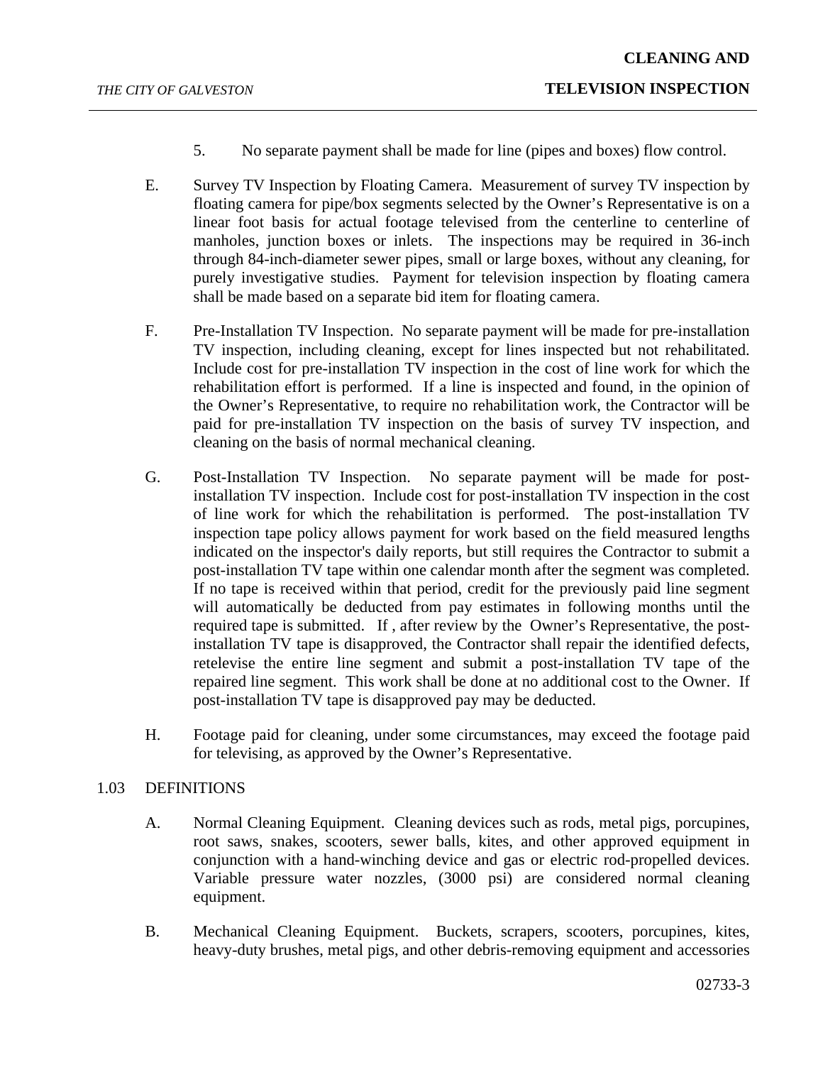5. No separate payment shall be made for line (pipes and boxes) flow control.

E. Survey TV Inspection by Floating Camera. Measurement of survey TV inspection by floating camera for pipe/box segments selected by the Owner's Representative is on a linear foot basis for actual footage televised from the centerline to centerline of manholes, junction boxes or inlets. The inspections may be required in 36-inch through 84-inch-diameter sewer pipes, small or large boxes, without any cleaning, for purely investigative studies. Payment for television inspection by floating camera shall be made based on a separate bid item for floating camera.

F. Pre-Installation TV Inspection. No separate payment will be made for pre-installation TV inspection, including cleaning, except for lines inspected but not rehabilitated. Include cost for pre-installation TV inspection in the cost of line work for which the rehabilitation effort is performed. If a line is inspected and found, in the opinion of the Owner's Representative, to require no rehabilitation work, the Contractor will be paid for pre-installation TV inspection on the basis of survey TV inspection, and cleaning on the basis of normal mechanical cleaning.

G. Post-Installation TV Inspection. No separate payment will be made for post-installation TV inspection. Include cost for post-installation TV inspection in the cost of line work for which the rehabilitation is performed. The post-installation TV inspection tape policy allows payment for work based on the field measured lengths indicated on the inspector's daily reports, but still requires the Contractor to submit a post-installation TV tape within one calendar month after the segment was completed. If no tape is received within that period, credit for the previously paid line segment will automatically be deducted from pay estimates in following months until the required tape is submitted. If , after review by the Owner's Representative, the post-installation TV tape is disapproved, the Contractor shall repair the identified defects, retelevise the entire line segment and submit a post-installation TV tape of the repaired line segment. This work shall be done at no additional cost to the Owner. If post-installation TV tape is disapproved pay may be deducted.

H. Footage paid for cleaning, under some circumstances, may exceed the footage paid for televising, as approved by the Owner's Representative.

## 1.03 DEFINITIONS

A. Normal Cleaning Equipment. Cleaning devices such as rods, metal pigs, porcupines, root saws, snakes, scooters, sewer balls, kites, and other approved equipment in conjunction with a hand-winching device and gas or electric rod-propelled devices. Variable pressure water nozzles, (3000 psi) are considered normal cleaning equipment.

B. Mechanical Cleaning Equipment. Buckets, scrapers, scooters, porcupines, kites, heavy-duty brushes, metal pigs, and other debris-removing equipment and accessories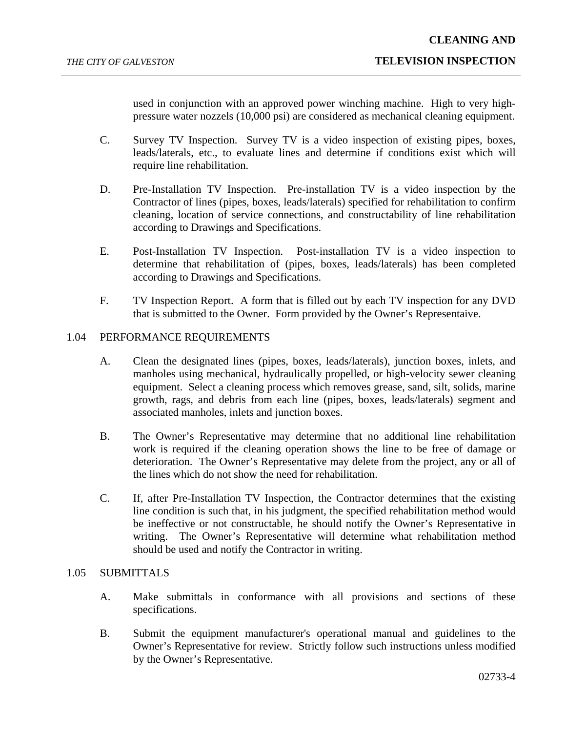used in conjunction with an approved power winching machine. High to very high-pressure water nozzels (10,000 psi) are considered as mechanical cleaning equipment.

C. Survey TV Inspection. Survey TV is a video inspection of existing pipes, boxes, leads/laterals, etc., to evaluate lines and determine if conditions exist which will require line rehabilitation.

D. Pre-Installation TV Inspection. Pre-installation TV is a video inspection by the Contractor of lines (pipes, boxes, leads/laterals) specified for rehabilitation to confirm cleaning, location of service connections, and constructability of line rehabilitation according to Drawings and Specifications.

E. Post-Installation TV Inspection. Post-installation TV is a video inspection to determine that rehabilitation of (pipes, boxes, leads/laterals) has been completed according to Drawings and Specifications.

F. TV Inspection Report. A form that is filled out by each TV inspection for any DVD that is submitted to the Owner. Form provided by the Owner's Representaive.

## 1.04 PERFORMANCE REQUIREMENTS

A. Clean the designated lines (pipes, boxes, leads/laterals), junction boxes, inlets, and manholes using mechanical, hydraulically propelled, or high-velocity sewer cleaning equipment. Select a cleaning process which removes grease, sand, silt, solids, marine growth, rags, and debris from each line (pipes, boxes, leads/laterals) segment and associated manholes, inlets and junction boxes.

B. The Owner's Representative may determine that no additional line rehabilitation work is required if the cleaning operation shows the line to be free of damage or deterioration. The Owner's Representative may delete from the project, any or all of the lines which do not show the need for rehabilitation.

C. If, after Pre-Installation TV Inspection, the Contractor determines that the existing line condition is such that, in his judgment, the specified rehabilitation method would be ineffective or not constructable, he should notify the Owner's Representative in writing. The Owner's Representative will determine what rehabilitation method should be used and notify the Contractor in writing.

## 1.05 SUBMITTALS

A. Make submittals in conformance with all provisions and sections of these specifications.

B. Submit the equipment manufacturer's operational manual and guidelines to the Owner's Representative for review. Strictly follow such instructions unless modified by the Owner's Representative.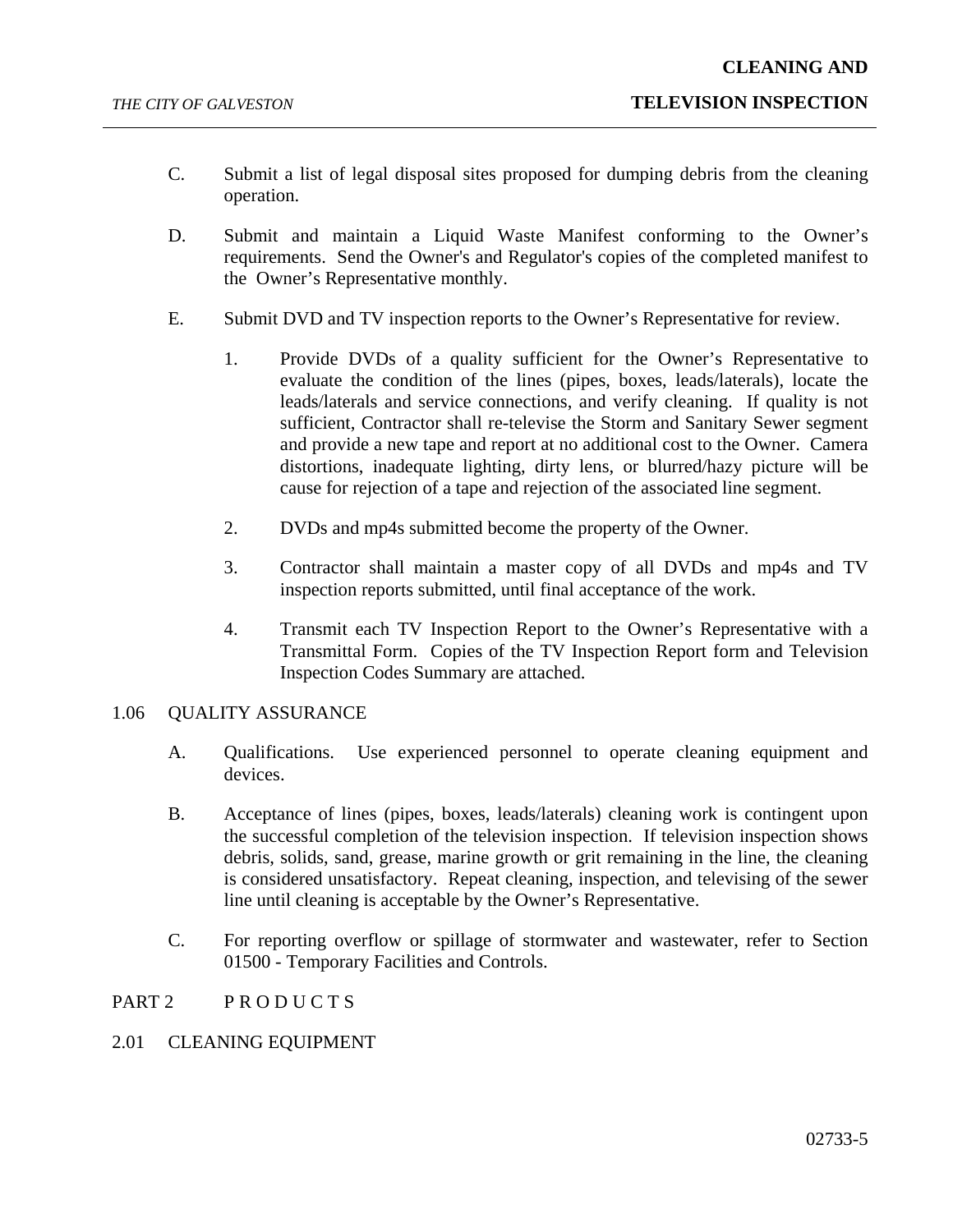C. Submit a list of legal disposal sites proposed for dumping debris from the cleaning operation.

D. Submit and maintain a Liquid Waste Manifest conforming to the Owner's requirements. Send the Owner's and Regulator's copies of the completed manifest to the Owner's Representative monthly.

E. Submit DVD and TV inspection reports to the Owner's Representative for review.

1. Provide DVDs of a quality sufficient for the Owner's Representative to evaluate the condition of the lines (pipes, boxes, leads/laterals), locate the leads/laterals and service connections, and verify cleaning. If quality is not sufficient, Contractor shall re-televise the Storm and Sanitary Sewer segment and provide a new tape and report at no additional cost to the Owner. Camera distortions, inadequate lighting, dirty lens, or blurred/hazy picture will be cause for rejection of a tape and rejection of the associated line segment.

2. DVDs and mp4s submitted become the property of the Owner.

3. Contractor shall maintain a master copy of all DVDs and mp4s and TV inspection reports submitted, until final acceptance of the work.

4. Transmit each TV Inspection Report to the Owner's Representative with a Transmittal Form. Copies of the TV Inspection Report form and Television Inspection Codes Summary are attached.

## 1.06 QUALITY ASSURANCE

A. Qualifications. Use experienced personnel to operate cleaning equipment and devices.

B. Acceptance of lines (pipes, boxes, leads/laterals) cleaning work is contingent upon the successful completion of the television inspection. If television inspection shows debris, solids, sand, grease, marine growth or grit remaining in the line, the cleaning is considered unsatisfactory. Repeat cleaning, inspection, and televising of the sewer line until cleaning is acceptable by the Owner's Representative.

C. For reporting overflow or spillage of stormwater and wastewater, refer to Section 01500 - Temporary Facilities and Controls.

# PART 2 P R O D U C T S

## 2.01 CLEANING EQUIPMENT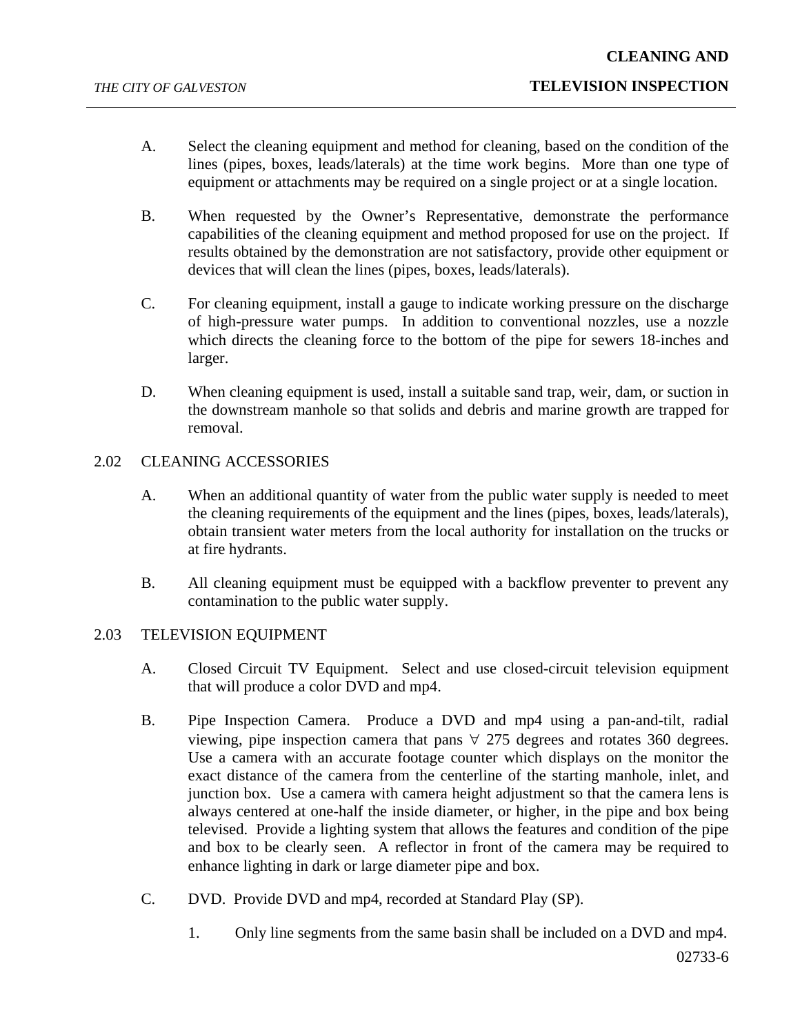A. Select the cleaning equipment and method for cleaning, based on the condition of the lines (pipes, boxes, leads/laterals) at the time work begins. More than one type of equipment or attachments may be required on a single project or at a single location.

B. When requested by the Owner's Representative, demonstrate the performance capabilities of the cleaning equipment and method proposed for use on the project. If results obtained by the demonstration are not satisfactory, provide other equipment or devices that will clean the lines (pipes, boxes, leads/laterals).

C. For cleaning equipment, install a gauge to indicate working pressure on the discharge of high-pressure water pumps. In addition to conventional nozzles, use a nozzle which directs the cleaning force to the bottom of the pipe for sewers 18-inches and larger.

D. When cleaning equipment is used, install a suitable sand trap, weir, dam, or suction in the downstream manhole so that solids and debris and marine growth are trapped for removal.

## 2.02 CLEANING ACCESSORIES

A. When an additional quantity of water from the public water supply is needed to meet the cleaning requirements of the equipment and the lines (pipes, boxes, leads/laterals), obtain transient water meters from the local authority for installation on the trucks or at fire hydrants.

B. All cleaning equipment must be equipped with a backflow preventer to prevent any contamination to the public water supply.

## 2.03 TELEVISION EQUIPMENT

A. Closed Circuit TV Equipment. Select and use closed-circuit television equipment that will produce a color DVD and mp4.

B. Pipe Inspection Camera. Produce a DVD and mp4 using a pan-and-tilt, radial viewing, pipe inspection camera that pans ∀ 275 degrees and rotates 360 degrees. Use a camera with an accurate footage counter which displays on the monitor the exact distance of the camera from the centerline of the starting manhole, inlet, and junction box. Use a camera with camera height adjustment so that the camera lens is always centered at one-half the inside diameter, or higher, in the pipe and box being televised. Provide a lighting system that allows the features and condition of the pipe and box to be clearly seen. A reflector in front of the camera may be required to enhance lighting in dark or large diameter pipe and box.

C. DVD. Provide DVD and mp4, recorded at Standard Play (SP).

1. Only line segments from the same basin shall be included on a DVD and mp4.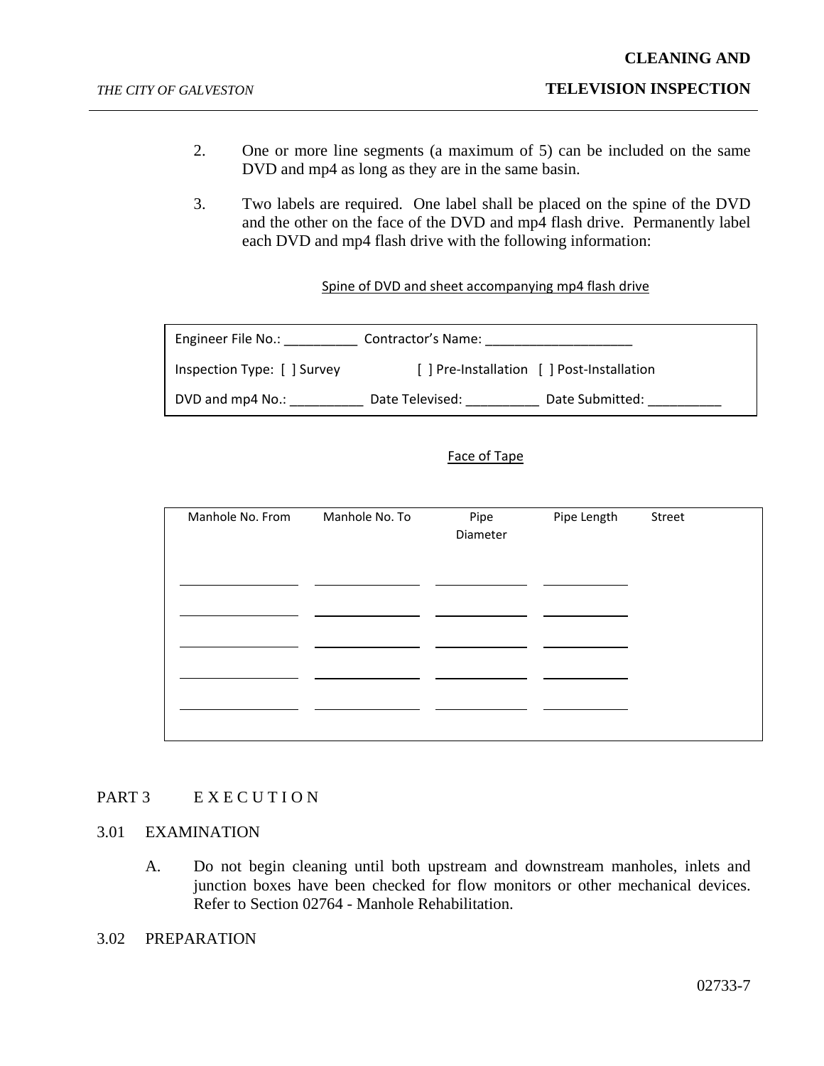2. One or more line segments (a maximum of 5) can be included on the same DVD and mp4 as long as they are in the same basin.

3. Two labels are required. One label shall be placed on the spine of the DVD and the other on the face of the DVD and mp4 flash drive. Permanently label each DVD and mp4 flash drive with the following information:

Spine of DVD and sheet accompanying mp4 flash drive

| Engineer File No.: __________ Contractor's Name: ____________________ |
|---|
| Inspection Type: [ ] Survey [ ] Pre-Installation [ ] Post-Installation |
| DVD and mp4 No.: __________ Date Televised: __________ Date Submitted: __________ |

Face of Tape

| Manhole No. From | Manhole No. To | Pipe Diameter | Pipe Length | Street |
|---|---|---|---|---|
| ________ | ________ | ________ | ________ | |
| ________ | ________ | ________ | ________ | |
| ________ | ________ | ________ | ________ | |
| ________ | ________ | ________ | ________ | |
| ________ | ________ | ________ | ________ | |

## PART 3 E X E C U T I O N

### 3.01 EXAMINATION

A. Do not begin cleaning until both upstream and downstream manholes, inlets and junction boxes have been checked for flow monitors or other mechanical devices. Refer to Section 02764 - Manhole Rehabilitation.

### 3.02 PREPARATION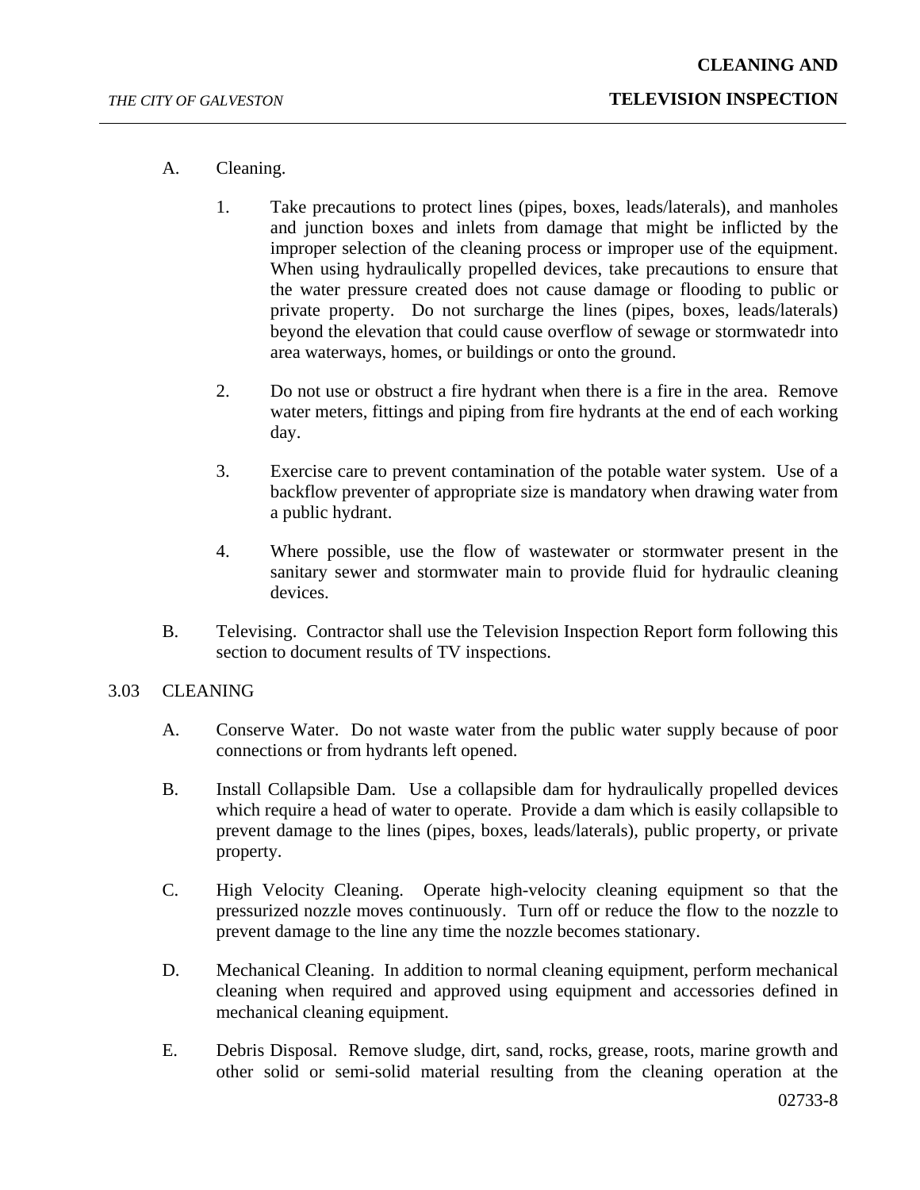A. Cleaning.

1. Take precautions to protect lines (pipes, boxes, leads/laterals), and manholes and junction boxes and inlets from damage that might be inflicted by the improper selection of the cleaning process or improper use of the equipment. When using hydraulically propelled devices, take precautions to ensure that the water pressure created does not cause damage or flooding to public or private property. Do not surcharge the lines (pipes, boxes, leads/laterals) beyond the elevation that could cause overflow of sewage or stormwatedr into area waterways, homes, or buildings or onto the ground.

2. Do not use or obstruct a fire hydrant when there is a fire in the area. Remove water meters, fittings and piping from fire hydrants at the end of each working day.

3. Exercise care to prevent contamination of the potable water system. Use of a backflow preventer of appropriate size is mandatory when drawing water from a public hydrant.

4. Where possible, use the flow of wastewater or stormwater present in the sanitary sewer and stormwater main to provide fluid for hydraulic cleaning devices.

B. Televising. Contractor shall use the Television Inspection Report form following this section to document results of TV inspections.

## 3.03 CLEANING

A. Conserve Water. Do not waste water from the public water supply because of poor connections or from hydrants left opened.

B. Install Collapsible Dam. Use a collapsible dam for hydraulically propelled devices which require a head of water to operate. Provide a dam which is easily collapsible to prevent damage to the lines (pipes, boxes, leads/laterals), public property, or private property.

C. High Velocity Cleaning. Operate high-velocity cleaning equipment so that the pressurized nozzle moves continuously. Turn off or reduce the flow to the nozzle to prevent damage to the line any time the nozzle becomes stationary.

D. Mechanical Cleaning. In addition to normal cleaning equipment, perform mechanical cleaning when required and approved using equipment and accessories defined in mechanical cleaning equipment.

E. Debris Disposal. Remove sludge, dirt, sand, rocks, grease, roots, marine growth and other solid or semi-solid material resulting from the cleaning operation at the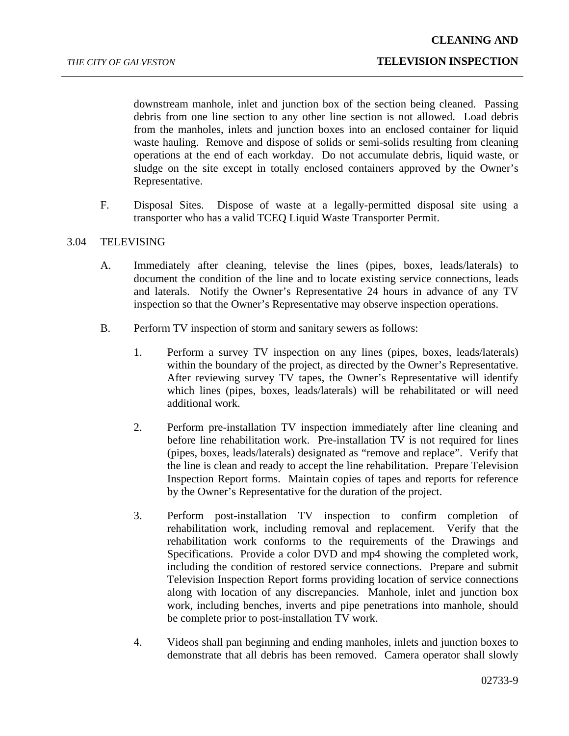downstream manhole, inlet and junction box of the section being cleaned. Passing debris from one line section to any other line section is not allowed. Load debris from the manholes, inlets and junction boxes into an enclosed container for liquid waste hauling. Remove and dispose of solids or semi-solids resulting from cleaning operations at the end of each workday. Do not accumulate debris, liquid waste, or sludge on the site except in totally enclosed containers approved by the Owner's Representative.

F. Disposal Sites. Dispose of waste at a legally-permitted disposal site using a transporter who has a valid TCEQ Liquid Waste Transporter Permit.

## 3.04 TELEVISING

A. Immediately after cleaning, televise the lines (pipes, boxes, leads/laterals) to document the condition of the line and to locate existing service connections, leads and laterals. Notify the Owner's Representative 24 hours in advance of any TV inspection so that the Owner's Representative may observe inspection operations.

B. Perform TV inspection of storm and sanitary sewers as follows:

1. Perform a survey TV inspection on any lines (pipes, boxes, leads/laterals) within the boundary of the project, as directed by the Owner's Representative. After reviewing survey TV tapes, the Owner's Representative will identify which lines (pipes, boxes, leads/laterals) will be rehabilitated or will need additional work.

2. Perform pre-installation TV inspection immediately after line cleaning and before line rehabilitation work. Pre-installation TV is not required for lines (pipes, boxes, leads/laterals) designated as "remove and replace". Verify that the line is clean and ready to accept the line rehabilitation. Prepare Television Inspection Report forms. Maintain copies of tapes and reports for reference by the Owner's Representative for the duration of the project.

3. Perform post-installation TV inspection to confirm completion of rehabilitation work, including removal and replacement. Verify that the rehabilitation work conforms to the requirements of the Drawings and Specifications. Provide a color DVD and mp4 showing the completed work, including the condition of restored service connections. Prepare and submit Television Inspection Report forms providing location of service connections along with location of any discrepancies. Manhole, inlet and junction box work, including benches, inverts and pipe penetrations into manhole, should be complete prior to post-installation TV work.

4. Videos shall pan beginning and ending manholes, inlets and junction boxes to demonstrate that all debris has been removed. Camera operator shall slowly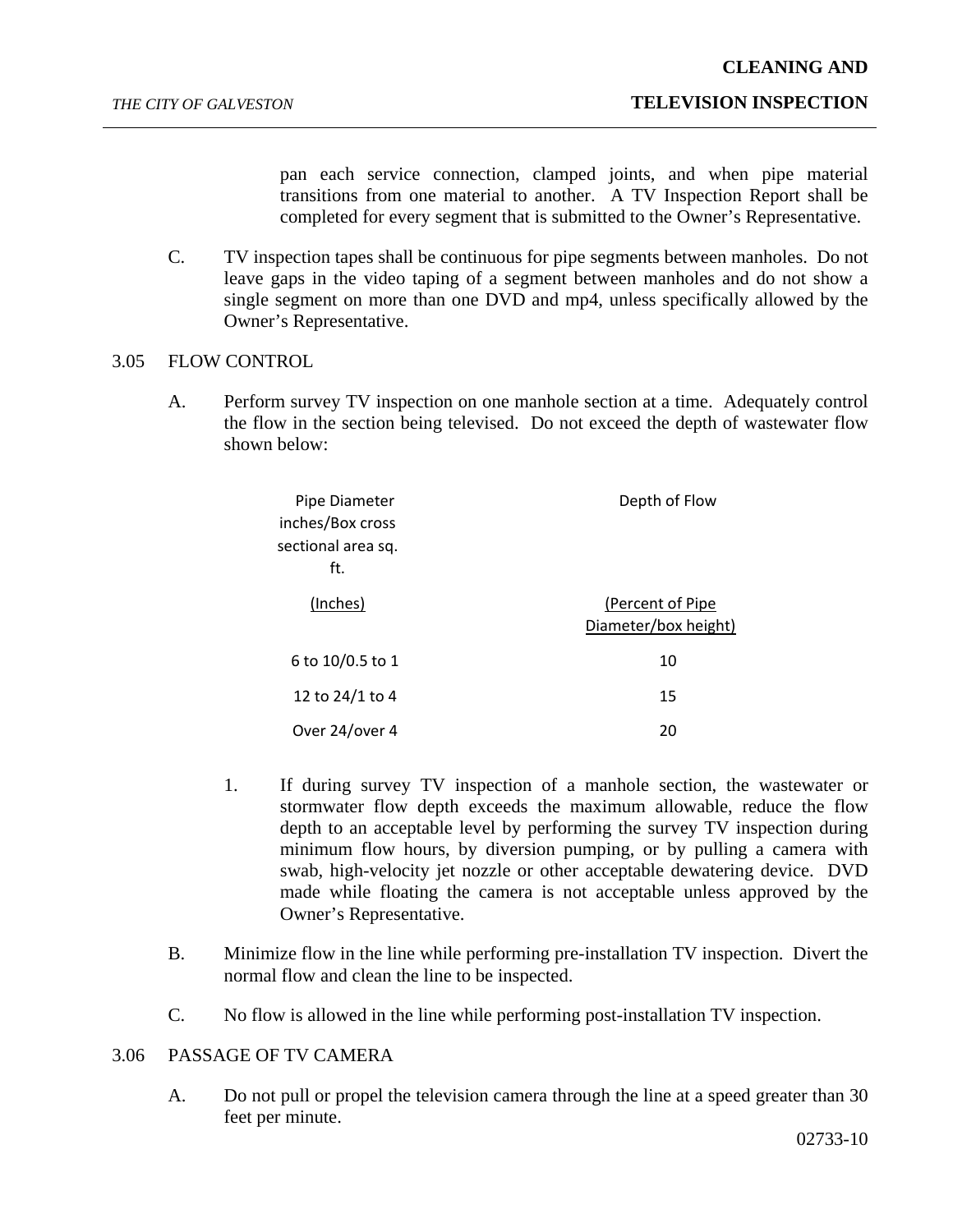pan each service connection, clamped joints, and when pipe material transitions from one material to another. A TV Inspection Report shall be completed for every segment that is submitted to the Owner's Representative.

C. TV inspection tapes shall be continuous for pipe segments between manholes. Do not leave gaps in the video taping of a segment between manholes and do not show a single segment on more than one DVD and mp4, unless specifically allowed by the Owner's Representative.

3.05 FLOW CONTROL

A. Perform survey TV inspection on one manhole section at a time. Adequately control the flow in the section being televised. Do not exceed the depth of wastewater flow shown below:

| Pipe Diameter inches/Box cross sectional area sq. ft. (Inches) | Depth of Flow (Percent of Pipe Diameter/box height) |
|---|---|
| 6 to 10/0.5 to 1 | 10 |
| 12 to 24/1 to 4 | 15 |
| Over 24/over 4 | 20 |

1. If during survey TV inspection of a manhole section, the wastewater or stormwater flow depth exceeds the maximum allowable, reduce the flow depth to an acceptable level by performing the survey TV inspection during minimum flow hours, by diversion pumping, or by pulling a camera with swab, high-velocity jet nozzle or other acceptable dewatering device. DVD made while floating the camera is not acceptable unless approved by the Owner's Representative.

B. Minimize flow in the line while performing pre-installation TV inspection. Divert the normal flow and clean the line to be inspected.

C. No flow is allowed in the line while performing post-installation TV inspection.

3.06 PASSAGE OF TV CAMERA

A. Do not pull or propel the television camera through the line at a speed greater than 30 feet per minute.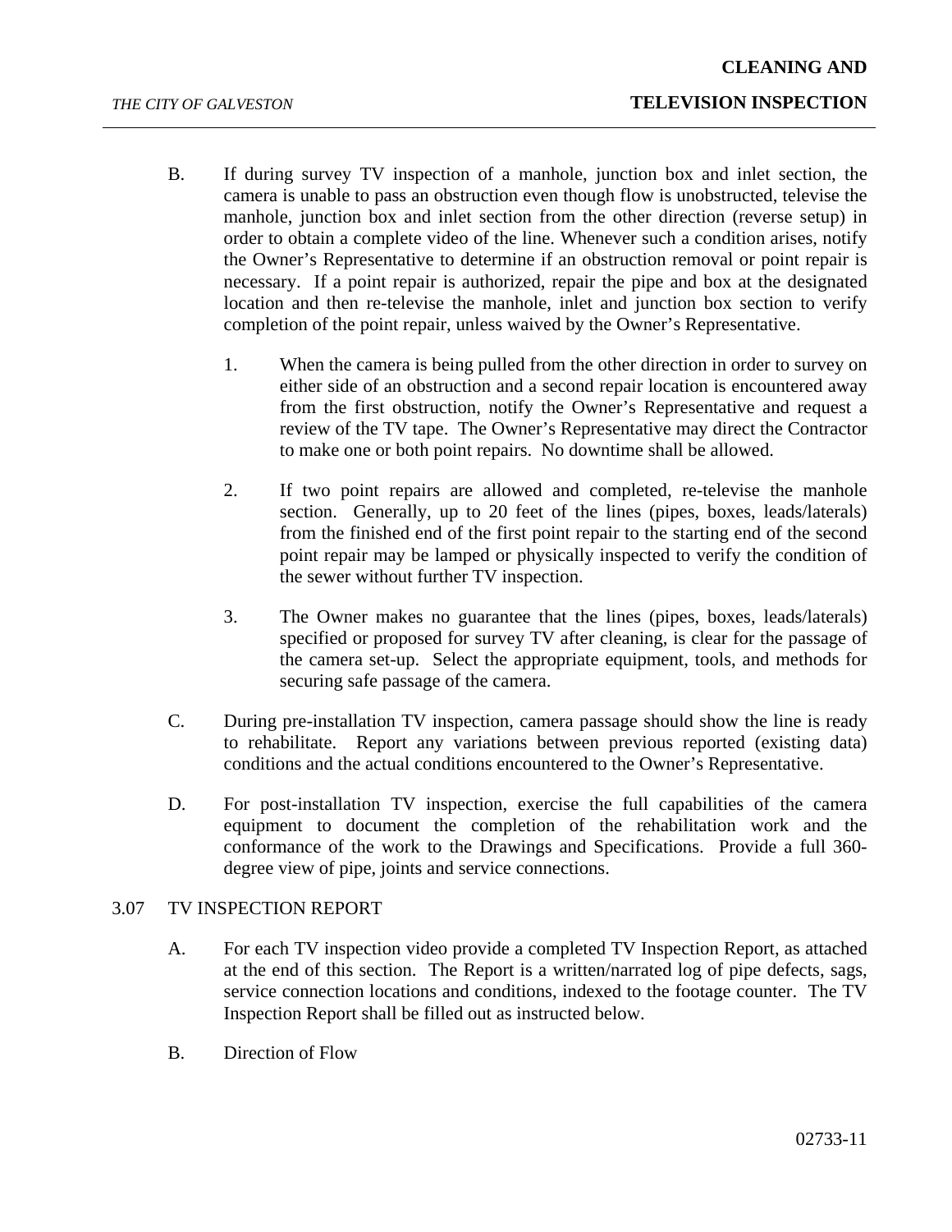B. If during survey TV inspection of a manhole, junction box and inlet section, the camera is unable to pass an obstruction even though flow is unobstructed, televise the manhole, junction box and inlet section from the other direction (reverse setup) in order to obtain a complete video of the line. Whenever such a condition arises, notify the Owner's Representative to determine if an obstruction removal or point repair is necessary. If a point repair is authorized, repair the pipe and box at the designated location and then re-televise the manhole, inlet and junction box section to verify completion of the point repair, unless waived by the Owner's Representative.

1. When the camera is being pulled from the other direction in order to survey on either side of an obstruction and a second repair location is encountered away from the first obstruction, notify the Owner's Representative and request a review of the TV tape. The Owner's Representative may direct the Contractor to make one or both point repairs. No downtime shall be allowed.

2. If two point repairs are allowed and completed, re-televise the manhole section. Generally, up to 20 feet of the lines (pipes, boxes, leads/laterals) from the finished end of the first point repair to the starting end of the second point repair may be lamped or physically inspected to verify the condition of the sewer without further TV inspection.

3. The Owner makes no guarantee that the lines (pipes, boxes, leads/laterals) specified or proposed for survey TV after cleaning, is clear for the passage of the camera set-up. Select the appropriate equipment, tools, and methods for securing safe passage of the camera.

C. During pre-installation TV inspection, camera passage should show the line is ready to rehabilitate. Report any variations between previous reported (existing data) conditions and the actual conditions encountered to the Owner's Representative.

D. For post-installation TV inspection, exercise the full capabilities of the camera equipment to document the completion of the rehabilitation work and the conformance of the work to the Drawings and Specifications. Provide a full 360-degree view of pipe, joints and service connections.

## 3.07 TV INSPECTION REPORT

A. For each TV inspection video provide a completed TV Inspection Report, as attached at the end of this section. The Report is a written/narrated log of pipe defects, sags, service connection locations and conditions, indexed to the footage counter. The TV Inspection Report shall be filled out as instructed below.

B. Direction of Flow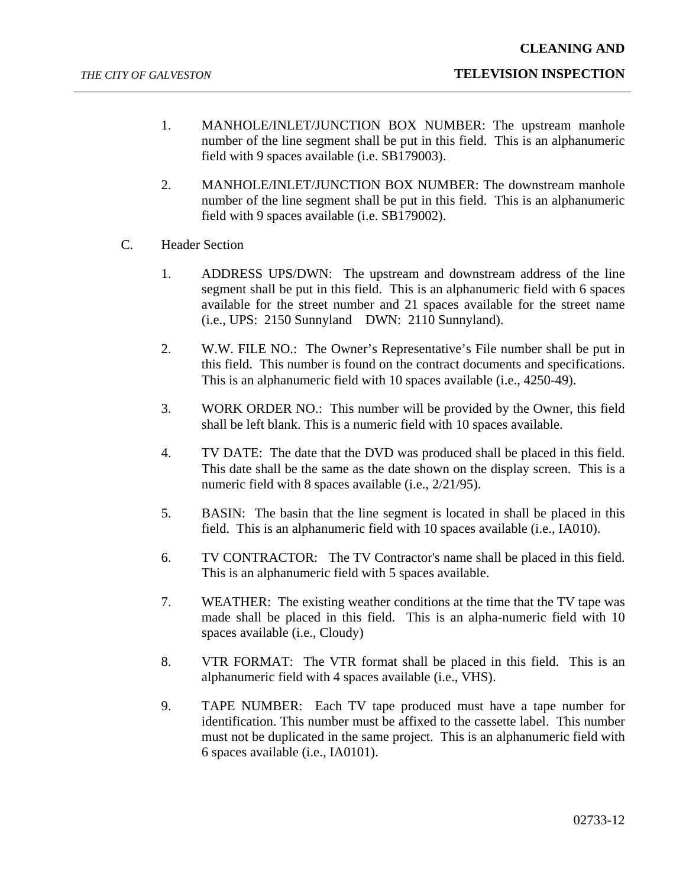1. MANHOLE/INLET/JUNCTION BOX NUMBER: The upstream manhole number of the line segment shall be put in this field. This is an alphanumeric field with 9 spaces available (i.e. SB179003).

2. MANHOLE/INLET/JUNCTION BOX NUMBER: The downstream manhole number of the line segment shall be put in this field. This is an alphanumeric field with 9 spaces available (i.e. SB179002).

C. Header Section

1. ADDRESS UPS/DWN: The upstream and downstream address of the line segment shall be put in this field. This is an alphanumeric field with 6 spaces available for the street number and 21 spaces available for the street name (i.e., UPS: 2150 Sunnyland DWN: 2110 Sunnyland).

2. W.W. FILE NO.: The Owner's Representative's File number shall be put in this field. This number is found on the contract documents and specifications. This is an alphanumeric field with 10 spaces available (i.e., 4250-49).

3. WORK ORDER NO.: This number will be provided by the Owner, this field shall be left blank. This is a numeric field with 10 spaces available.

4. TV DATE: The date that the DVD was produced shall be placed in this field. This date shall be the same as the date shown on the display screen. This is a numeric field with 8 spaces available (i.e., 2/21/95).

5. BASIN: The basin that the line segment is located in shall be placed in this field. This is an alphanumeric field with 10 spaces available (i.e., IA010).

6. TV CONTRACTOR: The TV Contractor's name shall be placed in this field. This is an alphanumeric field with 5 spaces available.

7. WEATHER: The existing weather conditions at the time that the TV tape was made shall be placed in this field. This is an alpha-numeric field with 10 spaces available (i.e., Cloudy)

8. VTR FORMAT: The VTR format shall be placed in this field. This is an alphanumeric field with 4 spaces available (i.e., VHS).

9. TAPE NUMBER: Each TV tape produced must have a tape number for identification. This number must be affixed to the cassette label. This number must not be duplicated in the same project. This is an alphanumeric field with 6 spaces available (i.e., IA0101).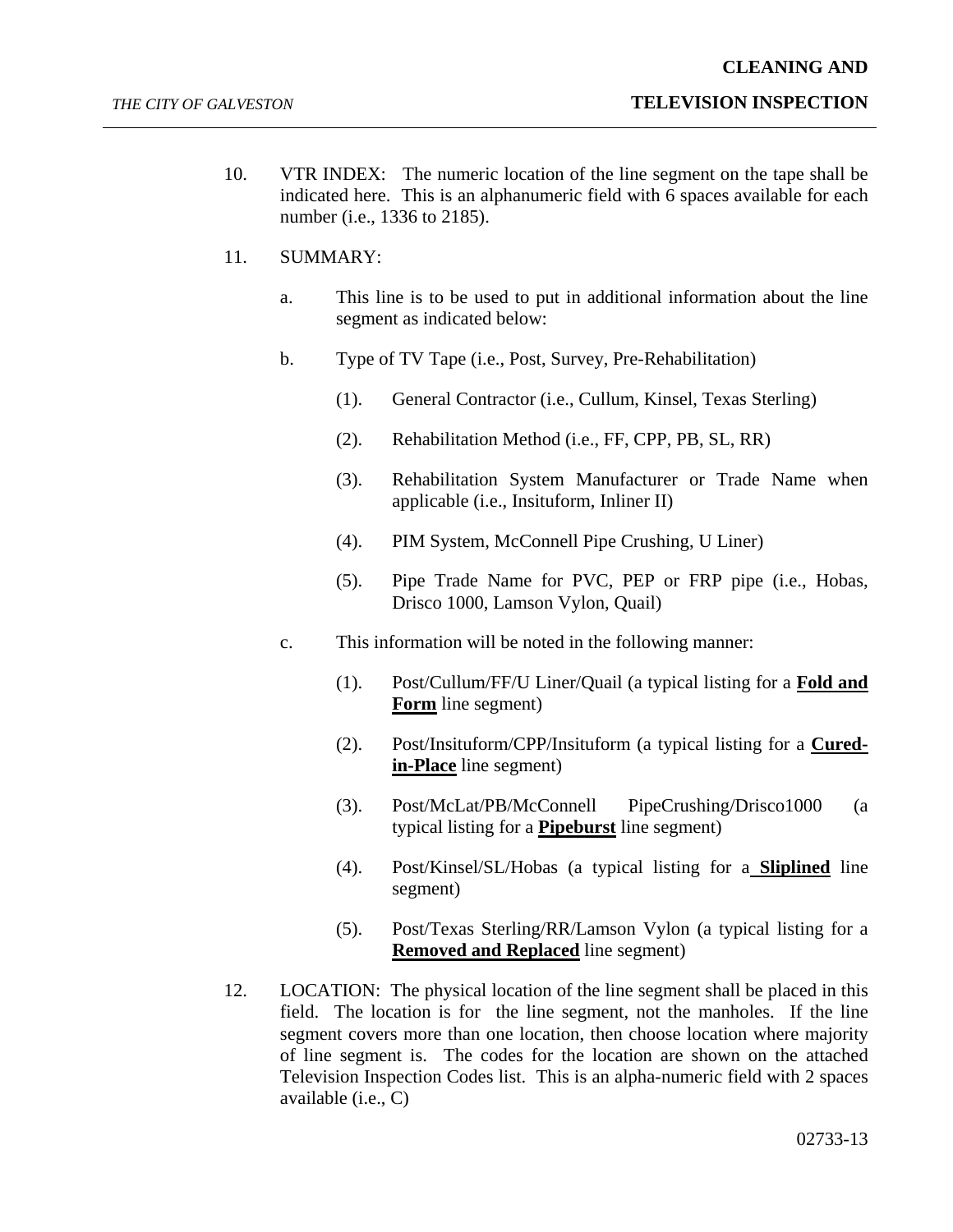10. VTR INDEX: The numeric location of the line segment on the tape shall be indicated here. This is an alphanumeric field with 6 spaces available for each number (i.e., 1336 to 2185).

11. SUMMARY:

    a. This line is to be used to put in additional information about the line segment as indicated below:

    b. Type of TV Tape (i.e., Post, Survey, Pre-Rehabilitation)

        (1). General Contractor (i.e., Cullum, Kinsel, Texas Sterling)

        (2). Rehabilitation Method (i.e., FF, CPP, PB, SL, RR)

        (3). Rehabilitation System Manufacturer or Trade Name when applicable (i.e., Insituform, Inliner II)

        (4). PIM System, McConnell Pipe Crushing, U Liner)

        (5). Pipe Trade Name for PVC, PEP or FRP pipe (i.e., Hobas, Drisco 1000, Lamson Vylon, Quail)

    c. This information will be noted in the following manner:

        (1). Post/Cullum/FF/U Liner/Quail (a typical listing for a **Fold and Form** line segment)

        (2). Post/Insituform/CPP/Insituform (a typical listing for a **Cured-in-Place** line segment)

        (3). Post/McLat/PB/McConnell PipeCrushing/Drisco1000 (a typical listing for a **Pipeburst** line segment)

        (4). Post/Kinsel/SL/Hobas (a typical listing for a **Sliplined** line segment)

        (5). Post/Texas Sterling/RR/Lamson Vylon (a typical listing for a **Removed and Replaced** line segment)

12. LOCATION: The physical location of the line segment shall be placed in this field. The location is for the line segment, not the manholes. If the line segment covers more than one location, then choose location where majority of line segment is. The codes for the location are shown on the attached Television Inspection Codes list. This is an alpha-numeric field with 2 spaces available (i.e., C)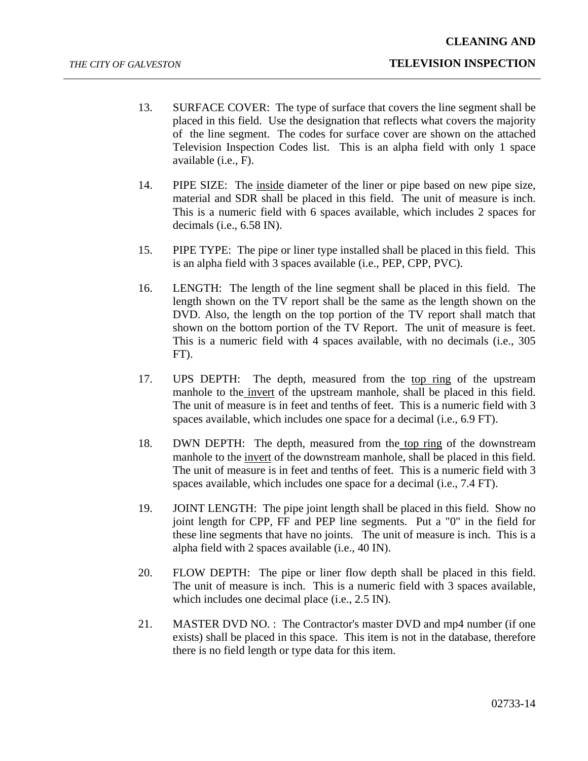13. SURFACE COVER: The type of surface that covers the line segment shall be placed in this field. Use the designation that reflects what covers the majority of the line segment. The codes for surface cover are shown on the attached Television Inspection Codes list. This is an alpha field with only 1 space available (i.e., F).

14. PIPE SIZE: The inside diameter of the liner or pipe based on new pipe size, material and SDR shall be placed in this field. The unit of measure is inch. This is a numeric field with 6 spaces available, which includes 2 spaces for decimals (i.e., 6.58 IN).

15. PIPE TYPE: The pipe or liner type installed shall be placed in this field. This is an alpha field with 3 spaces available (i.e., PEP, CPP, PVC).

16. LENGTH: The length of the line segment shall be placed in this field. The length shown on the TV report shall be the same as the length shown on the DVD. Also, the length on the top portion of the TV report shall match that shown on the bottom portion of the TV Report. The unit of measure is feet. This is a numeric field with 4 spaces available, with no decimals (i.e., 305 FT).

17. UPS DEPTH: The depth, measured from the top ring of the upstream manhole to the invert of the upstream manhole, shall be placed in this field. The unit of measure is in feet and tenths of feet. This is a numeric field with 3 spaces available, which includes one space for a decimal (i.e., 6.9 FT).

18. DWN DEPTH: The depth, measured from the top ring of the downstream manhole to the invert of the downstream manhole, shall be placed in this field. The unit of measure is in feet and tenths of feet. This is a numeric field with 3 spaces available, which includes one space for a decimal (i.e., 7.4 FT).

19. JOINT LENGTH: The pipe joint length shall be placed in this field. Show no joint length for CPP, FF and PEP line segments. Put a "0" in the field for these line segments that have no joints. The unit of measure is inch. This is a alpha field with 2 spaces available (i.e., 40 IN).

20. FLOW DEPTH: The pipe or liner flow depth shall be placed in this field. The unit of measure is inch. This is a numeric field with 3 spaces available, which includes one decimal place (i.e., 2.5 IN).

21. MASTER DVD NO. : The Contractor's master DVD and mp4 number (if one exists) shall be placed in this space. This item is not in the database, therefore there is no field length or type data for this item.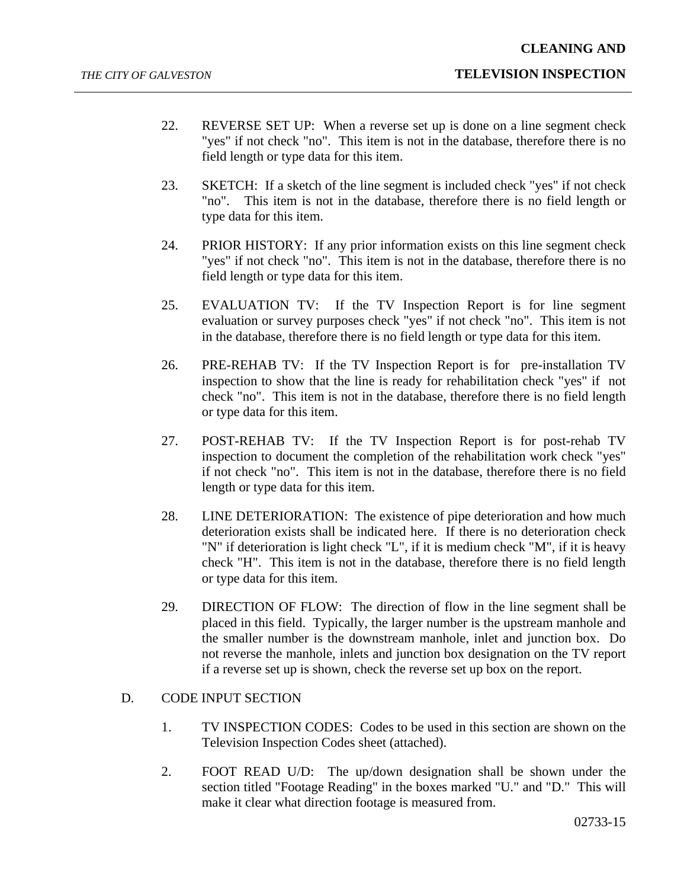22. REVERSE SET UP: When a reverse set up is done on a line segment check "yes" if not check "no". This item is not in the database, therefore there is no field length or type data for this item.

23. SKETCH: If a sketch of the line segment is included check "yes" if not check "no". This item is not in the database, therefore there is no field length or type data for this item.

24. PRIOR HISTORY: If any prior information exists on this line segment check "yes" if not check "no". This item is not in the database, therefore there is no field length or type data for this item.

25. EVALUATION TV: If the TV Inspection Report is for line segment evaluation or survey purposes check "yes" if not check "no". This item is not in the database, therefore there is no field length or type data for this item.

26. PRE-REHAB TV: If the TV Inspection Report is for pre-installation TV inspection to show that the line is ready for rehabilitation check "yes" if not check "no". This item is not in the database, therefore there is no field length or type data for this item.

27. POST-REHAB TV: If the TV Inspection Report is for post-rehab TV inspection to document the completion of the rehabilitation work check "yes" if not check "no". This item is not in the database, therefore there is no field length or type data for this item.

28. LINE DETERIORATION: The existence of pipe deterioration and how much deterioration exists shall be indicated here. If there is no deterioration check "N" if deterioration is light check "L", if it is medium check "M", if it is heavy check "H". This item is not in the database, therefore there is no field length or type data for this item.

29. DIRECTION OF FLOW: The direction of flow in the line segment shall be placed in this field. Typically, the larger number is the upstream manhole and the smaller number is the downstream manhole, inlet and junction box. Do not reverse the manhole, inlets and junction box designation on the TV report if a reverse set up is shown, check the reverse set up box on the report.

D. CODE INPUT SECTION

1. TV INSPECTION CODES: Codes to be used in this section are shown on the Television Inspection Codes sheet (attached).

2. FOOT READ U/D: The up/down designation shall be shown under the section titled "Footage Reading" in the boxes marked "U." and "D." This will make it clear what direction footage is measured from.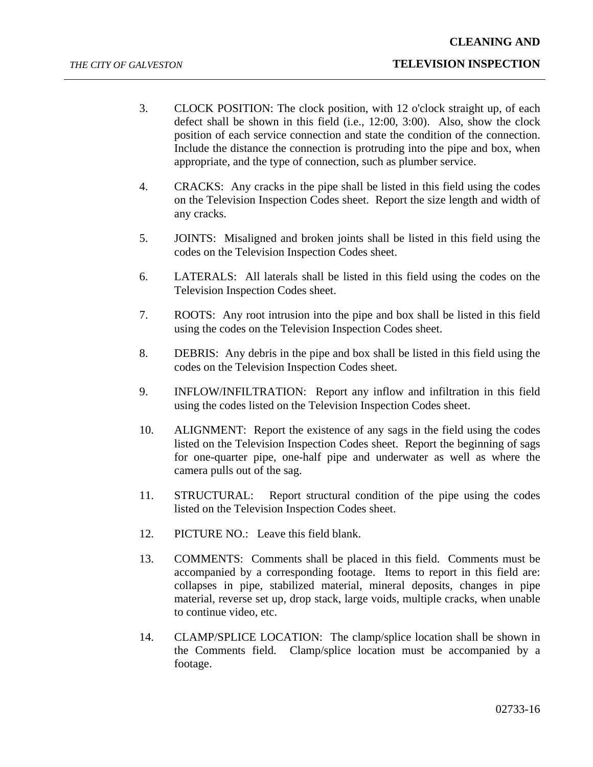3. CLOCK POSITION: The clock position, with 12 o'clock straight up, of each defect shall be shown in this field (i.e., 12:00, 3:00). Also, show the clock position of each service connection and state the condition of the connection. Include the distance the connection is protruding into the pipe and box, when appropriate, and the type of connection, such as plumber service.

4. CRACKS: Any cracks in the pipe shall be listed in this field using the codes on the Television Inspection Codes sheet. Report the size length and width of any cracks.

5. JOINTS: Misaligned and broken joints shall be listed in this field using the codes on the Television Inspection Codes sheet.

6. LATERALS: All laterals shall be listed in this field using the codes on the Television Inspection Codes sheet.

7. ROOTS: Any root intrusion into the pipe and box shall be listed in this field using the codes on the Television Inspection Codes sheet.

8. DEBRIS: Any debris in the pipe and box shall be listed in this field using the codes on the Television Inspection Codes sheet.

9. INFLOW/INFILTRATION: Report any inflow and infiltration in this field using the codes listed on the Television Inspection Codes sheet.

10. ALIGNMENT: Report the existence of any sags in the field using the codes listed on the Television Inspection Codes sheet. Report the beginning of sags for one-quarter pipe, one-half pipe and underwater as well as where the camera pulls out of the sag.

11. STRUCTURAL: Report structural condition of the pipe using the codes listed on the Television Inspection Codes sheet.

12. PICTURE NO.: Leave this field blank.

13. COMMENTS: Comments shall be placed in this field. Comments must be accompanied by a corresponding footage. Items to report in this field are: collapses in pipe, stabilized material, mineral deposits, changes in pipe material, reverse set up, drop stack, large voids, multiple cracks, when unable to continue video, etc.

14. CLAMP/SPLICE LOCATION: The clamp/splice location shall be shown in the Comments field. Clamp/splice location must be accompanied by a footage.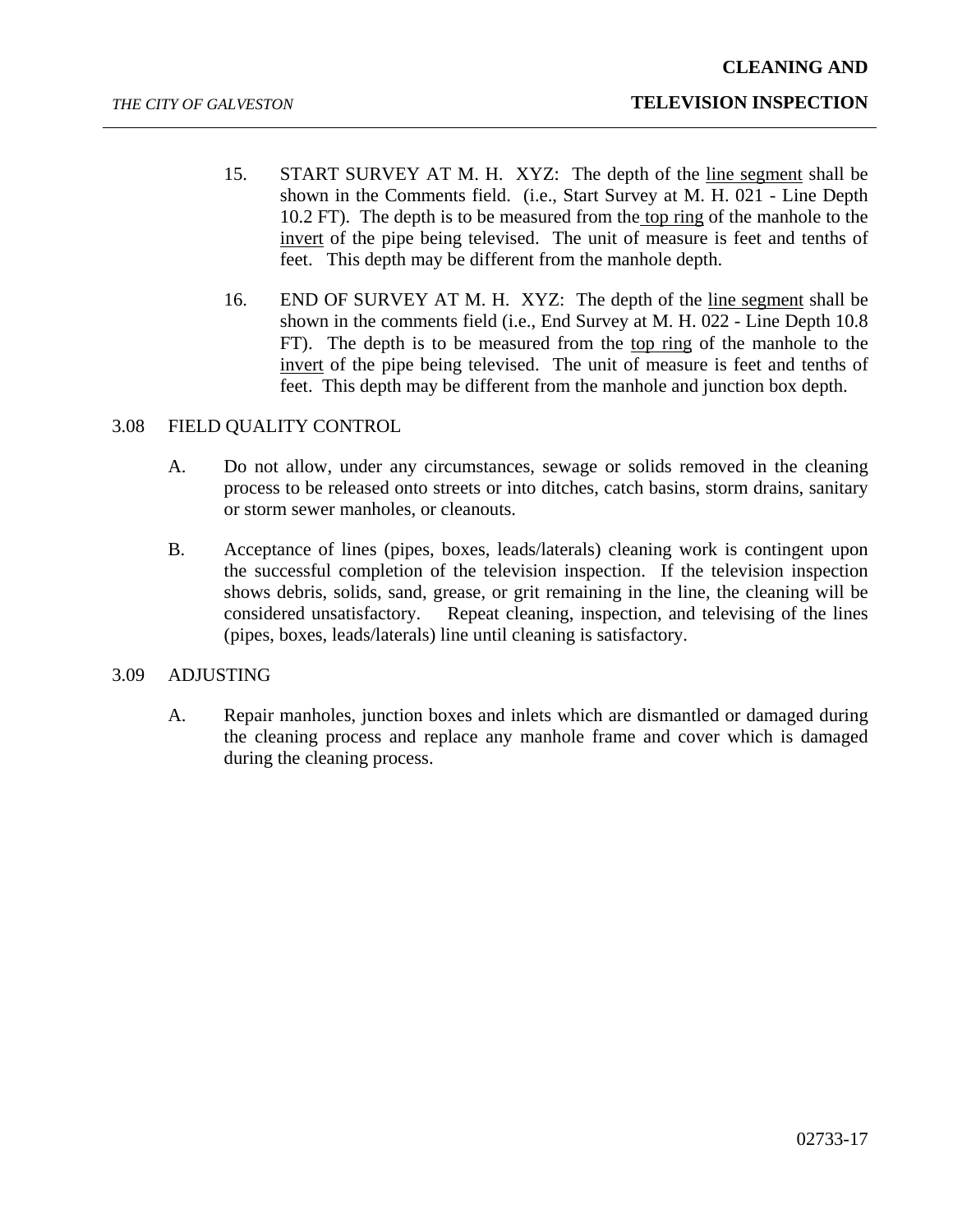15. START SURVEY AT M. H. XYZ: The depth of the line segment shall be shown in the Comments field. (i.e., Start Survey at M. H. 021 - Line Depth 10.2 FT). The depth is to be measured from the top ring of the manhole to the invert of the pipe being televised. The unit of measure is feet and tenths of feet. This depth may be different from the manhole depth.

16. END OF SURVEY AT M. H. XYZ: The depth of the line segment shall be shown in the comments field (i.e., End Survey at M. H. 022 - Line Depth 10.8 FT). The depth is to be measured from the top ring of the manhole to the invert of the pipe being televised. The unit of measure is feet and tenths of feet. This depth may be different from the manhole and junction box depth.

## 3.08 FIELD QUALITY CONTROL

A. Do not allow, under any circumstances, sewage or solids removed in the cleaning process to be released onto streets or into ditches, catch basins, storm drains, sanitary or storm sewer manholes, or cleanouts.

B. Acceptance of lines (pipes, boxes, leads/laterals) cleaning work is contingent upon the successful completion of the television inspection. If the television inspection shows debris, solids, sand, grease, or grit remaining in the line, the cleaning will be considered unsatisfactory. Repeat cleaning, inspection, and televising of the lines (pipes, boxes, leads/laterals) line until cleaning is satisfactory.

## 3.09 ADJUSTING

A. Repair manholes, junction boxes and inlets which are dismantled or damaged during the cleaning process and replace any manhole frame and cover which is damaged during the cleaning process.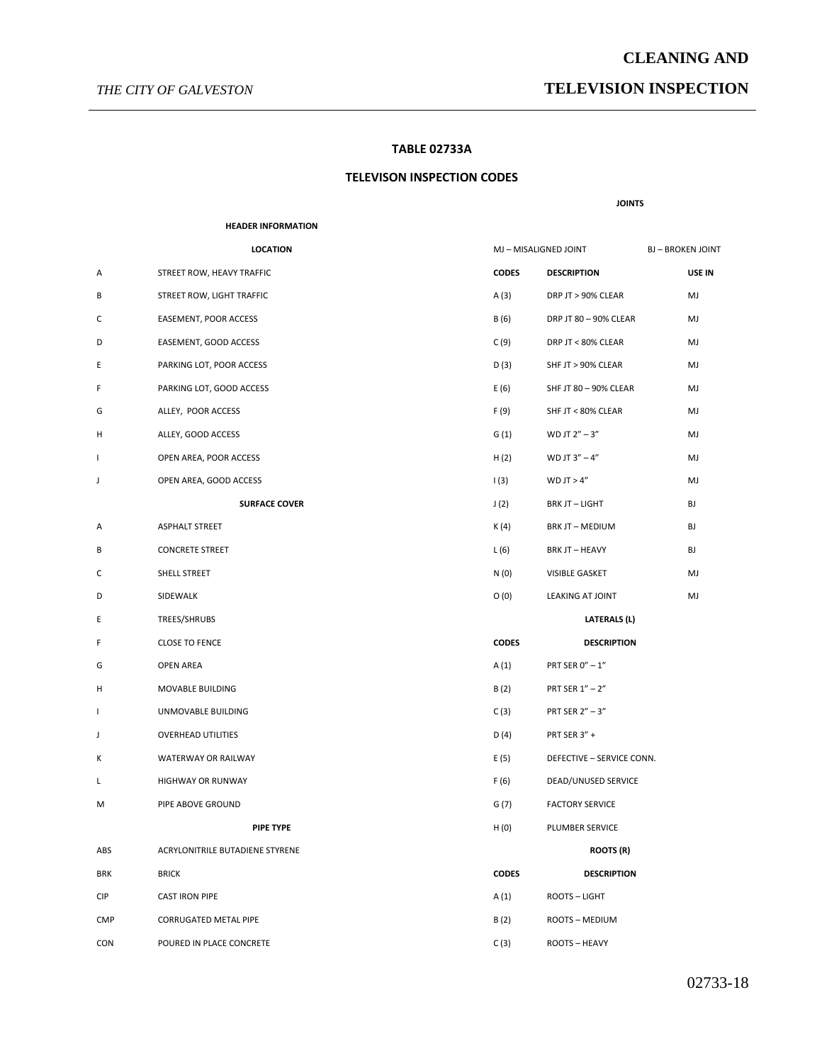## TABLE 02733A

## TELEVISON INSPECTION CODES

### HEADER INFORMATION

**LOCATION**

| | |
|---|---|
| A | STREET ROW, HEAVY TRAFFIC |
| B | STREET ROW, LIGHT TRAFFIC |
| C | EASEMENT, POOR ACCESS |
| D | EASEMENT, GOOD ACCESS |
| E | PARKING LOT, POOR ACCESS |
| F | PARKING LOT, GOOD ACCESS |
| G | ALLEY, POOR ACCESS |
| H | ALLEY, GOOD ACCESS |
| I | OPEN AREA, POOR ACCESS |
| J | OPEN AREA, GOOD ACCESS |

**SURFACE COVER**

| | |
|---|---|
| A | ASPHALT STREET |
| B | CONCRETE STREET |
| C | SHELL STREET |
| D | SIDEWALK |
| E | TREES/SHRUBS |
| F | CLOSE TO FENCE |
| G | OPEN AREA |
| H | MOVABLE BUILDING |
| I | UNMOVABLE BUILDING |
| J | OVERHEAD UTILITIES |
| K | WATERWAY OR RAILWAY |
| L | HIGHWAY OR RUNWAY |
| M | PIPE ABOVE GROUND |

**PIPE TYPE**

| | |
|---|---|
| ABS | ACRYLONITRILE BUTADIENE STYRENE |
| BRK | BRICK |
| CIP | CAST IRON PIPE |
| CMP | CORRUGATED METAL PIPE |
| CON | POURED IN PLACE CONCRETE |

**JOINTS**

MJ – MISALIGNED JOINT BJ – BROKEN JOINT

| CODES | DESCRIPTION | USE IN |
|---|---|---|
| A (3) | DRP JT > 90% CLEAR | MJ |
| B (6) | DRP JT 80 – 90% CLEAR | MJ |
| C (9) | DRP JT < 80% CLEAR | MJ |
| D (3) | SHF JT > 90% CLEAR | MJ |
| E (6) | SHF JT 80 – 90% CLEAR | MJ |
| F (9) | SHF JT < 80% CLEAR | MJ |
| G (1) | WD JT 2" – 3" | MJ |
| H (2) | WD JT 3" – 4" | MJ |
| I (3) | WD JT > 4" | MJ |
| J (2) | BRK JT – LIGHT | BJ |
| K (4) | BRK JT – MEDIUM | BJ |
| L (6) | BRK JT – HEAVY | BJ |
| N (0) | VISIBLE GASKET | MJ |
| O (0) | LEAKING AT JOINT | MJ |

**LATERALS (L)**

| CODES | DESCRIPTION |
|---|---|
| A (1) | PRT SER 0" – 1" |
| B (2) | PRT SER 1" – 2" |
| C (3) | PRT SER 2" – 3" |
| D (4) | PRT SER 3" + |
| E (5) | DEFECTIVE – SERVICE CONN. |
| F (6) | DEAD/UNUSED SERVICE |
| G (7) | FACTORY SERVICE |
| H (0) | PLUMBER SERVICE |

**ROOTS (R)**

| CODES | DESCRIPTION |
|---|---|
| A (1) | ROOTS – LIGHT |
| B (2) | ROOTS – MEDIUM |
| C (3) | ROOTS – HEAVY |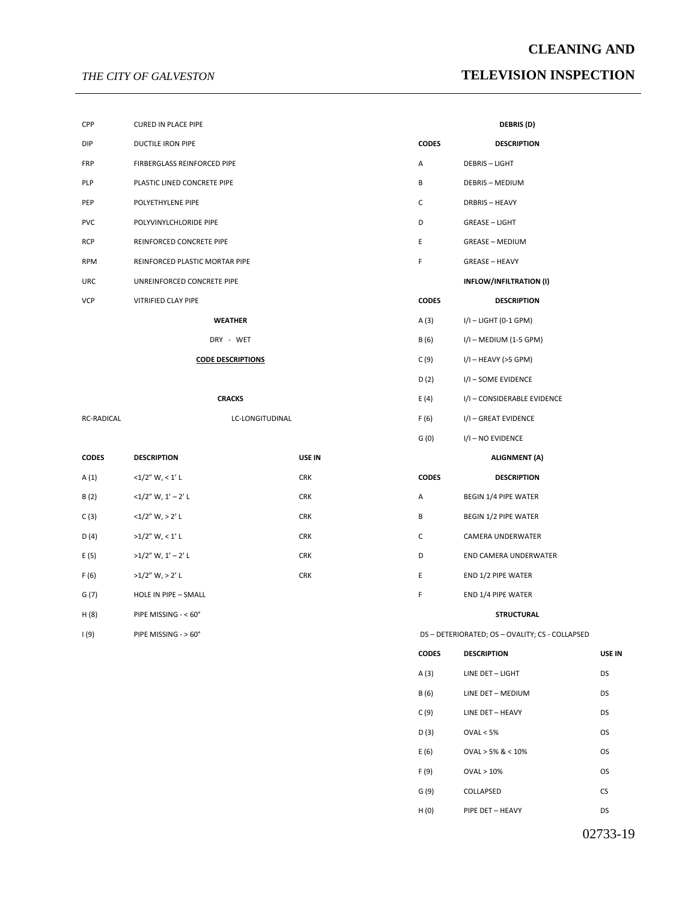| | |
|---|---|
| CPP | CURED IN PLACE PIPE |
| DIP | DUCTILE IRON PIPE |
| FRP | FIRBERGLASS REINFORCED PIPE |
| PLP | PLASTIC LINED CONCRETE PIPE |
| PEP | POLYETHYLENE PIPE |
| PVC | POLYVINYLCHLORIDE PIPE |
| RCP | REINFORCED CONCRETE PIPE |
| RPM | REINFORCED PLASTIC MORTAR PIPE |
| URC | UNREINFORCED CONCRETE PIPE |
| VCP | VITRIFIED CLAY PIPE |

**WEATHER**

DRY - WET

**CODE DESCRIPTIONS**

**CRACKS**

RC-RADICAL LC-LONGITUDINAL

| CODES | DESCRIPTION | USE IN |
|---|---|---|
| A (1) | <1/2" W, < 1' L | CRK |
| B (2) | <1/2" W, 1' – 2' L | CRK |
| C (3) | <1/2" W, > 2' L | CRK |
| D (4) | >1/2" W, < 1' L | CRK |
| E (5) | >1/2" W, 1' – 2' L | CRK |
| F (6) | >1/2" W, > 2' L | CRK |
| G (7) | HOLE IN PIPE – SMALL | |
| H (8) | PIPE MISSING - < 60° | |
| I (9) | PIPE MISSING - > 60° | |

**DEBRIS (D)**

| CODES | DESCRIPTION |
|---|---|
| A | DEBRIS – LIGHT |
| B | DEBRIS – MEDIUM |
| C | DRBRIS – HEAVY |
| D | GREASE – LIGHT |
| E | GREASE – MEDIUM |
| F | GREASE – HEAVY |

**INFLOW/INFILTRATION (I)**

| CODES | DESCRIPTION |
|---|---|
| A (3) | I/I – LIGHT (0-1 GPM) |
| B (6) | I/I – MEDIUM (1-5 GPM) |
| C (9) | I/I – HEAVY (>5 GPM) |
| D (2) | I/I – SOME EVIDENCE |
| E (4) | I/I – CONSIDERABLE EVIDENCE |
| F (6) | I/I – GREAT EVIDENCE |
| G (0) | I/I – NO EVIDENCE |

**ALIGNMENT (A)**

| CODES | DESCRIPTION |
|---|---|
| A | BEGIN 1/4 PIPE WATER |
| B | BEGIN 1/2 PIPE WATER |
| C | CAMERA UNDERWATER |
| D | END CAMERA UNDERWATER |
| E | END 1/2 PIPE WATER |
| F | END 1/4 PIPE WATER |

**STRUCTURAL**

DS – DETERIORATED; OS – OVALITY; CS - COLLAPSED

| CODES | DESCRIPTION | USE IN |
|---|---|---|
| A (3) | LINE DET – LIGHT | DS |
| B (6) | LINE DET – MEDIUM | DS |
| C (9) | LINE DET – HEAVY | DS |
| D (3) | OVAL < 5% | OS |
| E (6) | OVAL > 5% & < 10% | OS |
| F (9) | OVAL > 10% | OS |
| G (9) | COLLAPSED | CS |
| H (0) | PIPE DET – HEAVY | DS |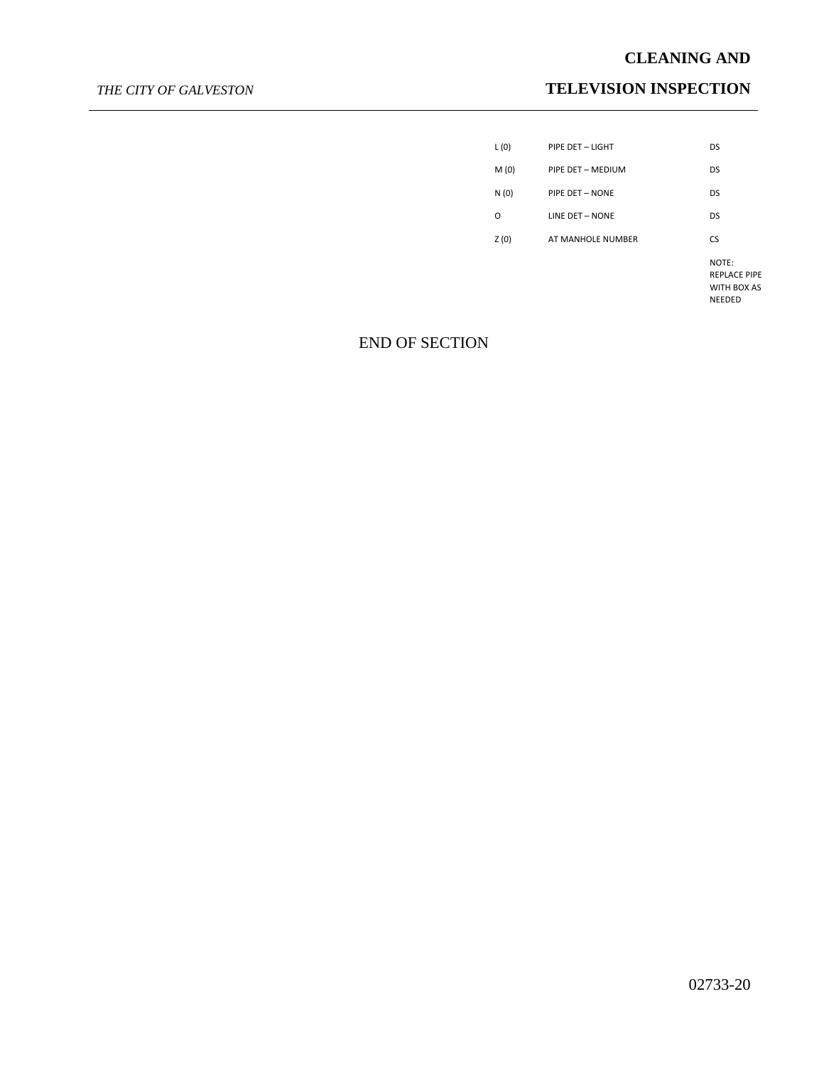| | | |
|---|---|---|
| L (0) | PIPE DET – LIGHT | DS |
| M (0) | PIPE DET – MEDIUM | DS |
| N (0) | PIPE DET – NONE | DS |
| O | LINE DET – NONE | DS |
| Z (0) | AT MANHOLE NUMBER | CS |
| | | NOTE: REPLACE PIPE WITH BOX AS NEEDED |

END OF SECTION